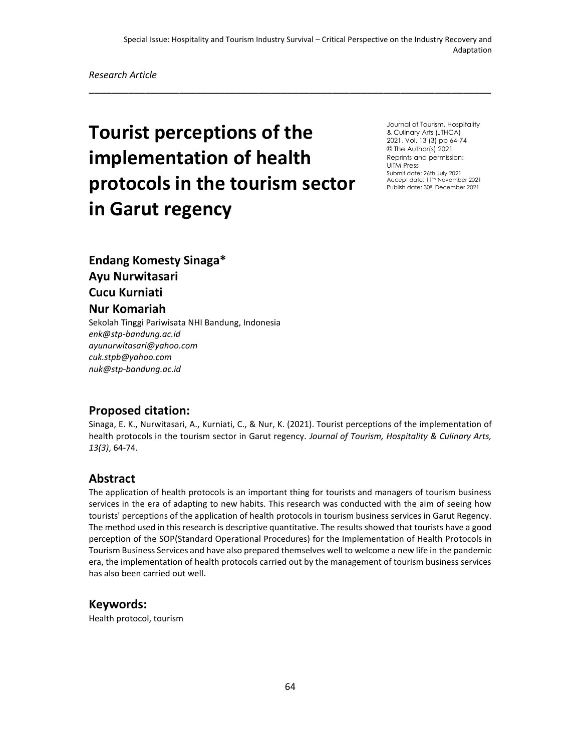Special Issue: Hospitality and Tourism Industry Survival – Critical Perspective on the Industry Recovery and Adaptation

*Research Article*

# Tourist perceptions of the implementation of health protocols in the tourism sector in Garut regency

Journal of Tourism, Hospitality & Culinary Arts (JTHCA)
2021, Vol. 13 (3) pp 64-74
© The Author(s) 2021
Reprints and permission: UiTM Press
Submit date: 26th July 2021
Accept date: 11th November 2021
Publish date: 30th December 2021

**Endang Komesty Sinaga\***
**Ayu Nurwitasari**
**Cucu Kurniati**
**Nur Komariah**

Sekolah Tinggi Pariwisata NHI Bandung, Indonesia
*enk@stp-bandung.ac.id*
*ayunurwitasari@yahoo.com*
*cuk.stpb@yahoo.com*
*nuk@stp-bandung.ac.id*

## Proposed citation:

Sinaga, E. K., Nurwitasari, A., Kurniati, C., & Nur, K. (2021). Tourist perceptions of the implementation of health protocols in the tourism sector in Garut regency. *Journal of Tourism, Hospitality & Culinary Arts, 13(3)*, 64-74.

## Abstract

The application of health protocols is an important thing for tourists and managers of tourism business services in the era of adapting to new habits. This research was conducted with the aim of seeing how tourists' perceptions of the application of health protocols in tourism business services in Garut Regency. The method used in this research is descriptive quantitative. The results showed that tourists have a good perception of the SOP(Standard Operational Procedures) for the Implementation of Health Protocols in Tourism Business Services and have also prepared themselves well to welcome a new life in the pandemic era, the implementation of health protocols carried out by the management of tourism business services has also been carried out well.

## Keywords:

Health protocol, tourism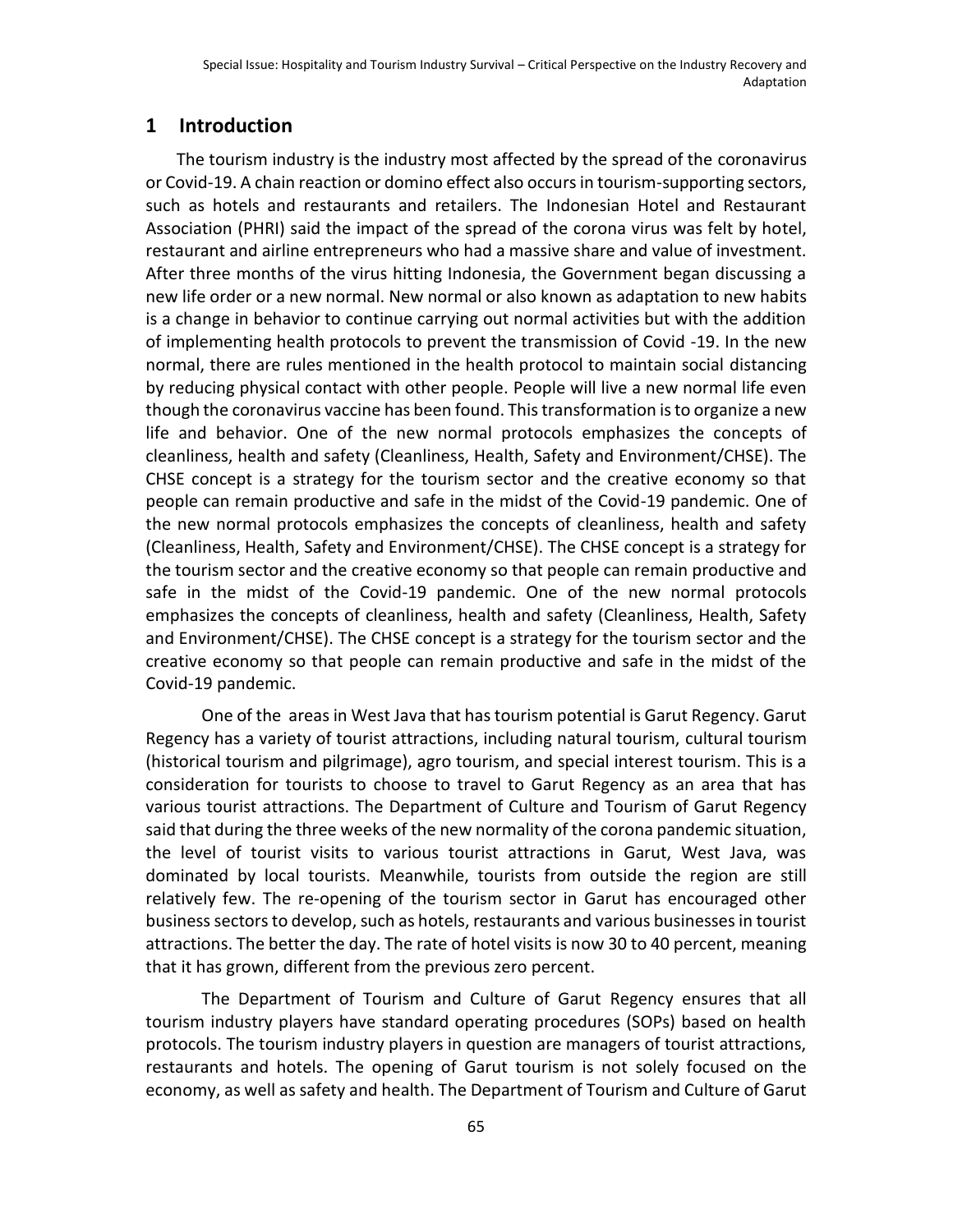## 1 Introduction

The tourism industry is the industry most affected by the spread of the coronavirus or Covid-19. A chain reaction or domino effect also occurs in tourism-supporting sectors, such as hotels and restaurants and retailers. The Indonesian Hotel and Restaurant Association (PHRI) said the impact of the spread of the corona virus was felt by hotel, restaurant and airline entrepreneurs who had a massive share and value of investment. After three months of the virus hitting Indonesia, the Government began discussing a new life order or a new normal. New normal or also known as adaptation to new habits is a change in behavior to continue carrying out normal activities but with the addition of implementing health protocols to prevent the transmission of Covid -19. In the new normal, there are rules mentioned in the health protocol to maintain social distancing by reducing physical contact with other people. People will live a new normal life even though the coronavirus vaccine has been found. This transformation is to organize a new life and behavior. One of the new normal protocols emphasizes the concepts of cleanliness, health and safety (Cleanliness, Health, Safety and Environment/CHSE). The CHSE concept is a strategy for the tourism sector and the creative economy so that people can remain productive and safe in the midst of the Covid-19 pandemic. One of the new normal protocols emphasizes the concepts of cleanliness, health and safety (Cleanliness, Health, Safety and Environment/CHSE). The CHSE concept is a strategy for the tourism sector and the creative economy so that people can remain productive and safe in the midst of the Covid-19 pandemic. One of the new normal protocols emphasizes the concepts of cleanliness, health and safety (Cleanliness, Health, Safety and Environment/CHSE). The CHSE concept is a strategy for the tourism sector and the creative economy so that people can remain productive and safe in the midst of the Covid-19 pandemic.

One of the areas in West Java that has tourism potential is Garut Regency. Garut Regency has a variety of tourist attractions, including natural tourism, cultural tourism (historical tourism and pilgrimage), agro tourism, and special interest tourism. This is a consideration for tourists to choose to travel to Garut Regency as an area that has various tourist attractions. The Department of Culture and Tourism of Garut Regency said that during the three weeks of the new normality of the corona pandemic situation, the level of tourist visits to various tourist attractions in Garut, West Java, was dominated by local tourists. Meanwhile, tourists from outside the region are still relatively few. The re-opening of the tourism sector in Garut has encouraged other business sectors to develop, such as hotels, restaurants and various businesses in tourist attractions. The better the day. The rate of hotel visits is now 30 to 40 percent, meaning that it has grown, different from the previous zero percent.

The Department of Tourism and Culture of Garut Regency ensures that all tourism industry players have standard operating procedures (SOPs) based on health protocols. The tourism industry players in question are managers of tourist attractions, restaurants and hotels. The opening of Garut tourism is not solely focused on the economy, as well as safety and health. The Department of Tourism and Culture of Garut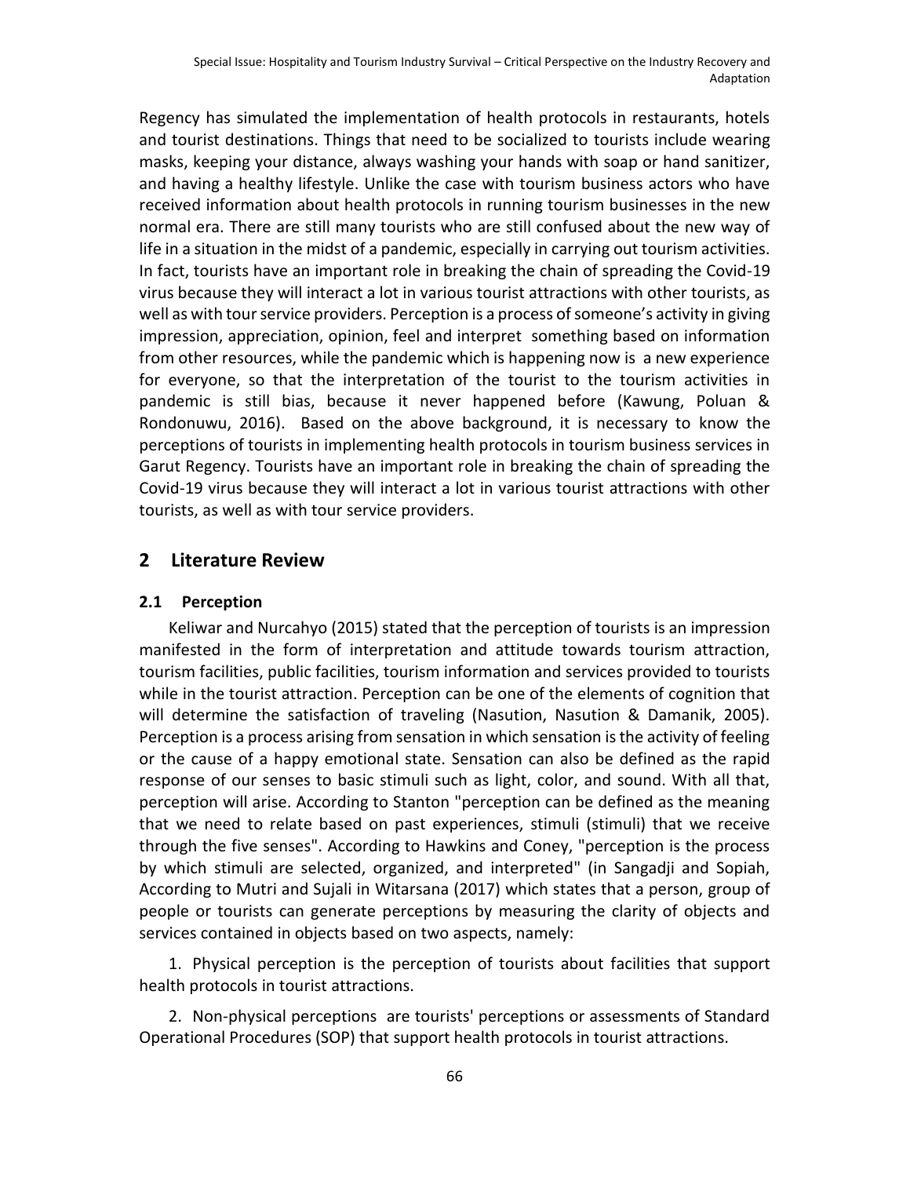Regency has simulated the implementation of health protocols in restaurants, hotels and tourist destinations. Things that need to be socialized to tourists include wearing masks, keeping your distance, always washing your hands with soap or hand sanitizer, and having a healthy lifestyle. Unlike the case with tourism business actors who have received information about health protocols in running tourism businesses in the new normal era. There are still many tourists who are still confused about the new way of life in a situation in the midst of a pandemic, especially in carrying out tourism activities. In fact, tourists have an important role in breaking the chain of spreading the Covid-19 virus because they will interact a lot in various tourist attractions with other tourists, as well as with tour service providers. Perception is a process of someone's activity in giving impression, appreciation, opinion, feel and interpret something based on information from other resources, while the pandemic which is happening now is a new experience for everyone, so that the interpretation of the tourist to the tourism activities in pandemic is still bias, because it never happened before (Kawung, Poluan & Rondonuwu, 2016). Based on the above background, it is necessary to know the perceptions of tourists in implementing health protocols in tourism business services in Garut Regency. Tourists have an important role in breaking the chain of spreading the Covid-19 virus because they will interact a lot in various tourist attractions with other tourists, as well as with tour service providers.

## 2 Literature Review

### 2.1 Perception

Keliwar and Nurcahyo (2015) stated that the perception of tourists is an impression manifested in the form of interpretation and attitude towards tourism attraction, tourism facilities, public facilities, tourism information and services provided to tourists while in the tourist attraction. Perception can be one of the elements of cognition that will determine the satisfaction of traveling (Nasution, Nasution & Damanik, 2005). Perception is a process arising from sensation in which sensation is the activity of feeling or the cause of a happy emotional state. Sensation can also be defined as the rapid response of our senses to basic stimuli such as light, color, and sound. With all that, perception will arise. According to Stanton "perception can be defined as the meaning that we need to relate based on past experiences, stimuli (stimuli) that we receive through the five senses". According to Hawkins and Coney, "perception is the process by which stimuli are selected, organized, and interpreted" (in Sangadji and Sopiah, According to Mutri and Sujali in Witarsana (2017) which states that a person, group of people or tourists can generate perceptions by measuring the clarity of objects and services contained in objects based on two aspects, namely:

1. Physical perception is the perception of tourists about facilities that support health protocols in tourist attractions.

2. Non-physical perceptions are tourists' perceptions or assessments of Standard Operational Procedures (SOP) that support health protocols in tourist attractions.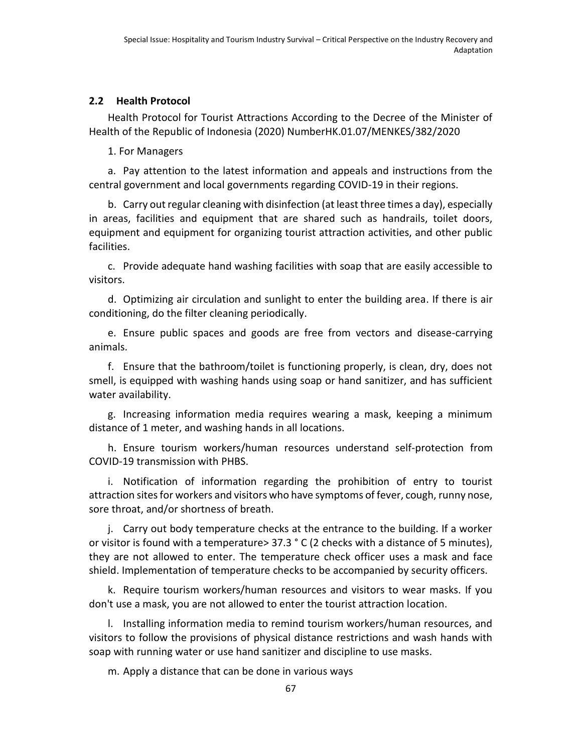## 2.2 Health Protocol

Health Protocol for Tourist Attractions According to the Decree of the Minister of Health of the Republic of Indonesia (2020) NumberHK.01.07/MENKES/382/2020

1. For Managers

a. Pay attention to the latest information and appeals and instructions from the central government and local governments regarding COVID-19 in their regions.

b. Carry out regular cleaning with disinfection (at least three times a day), especially in areas, facilities and equipment that are shared such as handrails, toilet doors, equipment and equipment for organizing tourist attraction activities, and other public facilities.

c. Provide adequate hand washing facilities with soap that are easily accessible to visitors.

d. Optimizing air circulation and sunlight to enter the building area. If there is air conditioning, do the filter cleaning periodically.

e. Ensure public spaces and goods are free from vectors and disease-carrying animals.

f. Ensure that the bathroom/toilet is functioning properly, is clean, dry, does not smell, is equipped with washing hands using soap or hand sanitizer, and has sufficient water availability.

g. Increasing information media requires wearing a mask, keeping a minimum distance of 1 meter, and washing hands in all locations.

h. Ensure tourism workers/human resources understand self-protection from COVID-19 transmission with PHBS.

i. Notification of information regarding the prohibition of entry to tourist attraction sites for workers and visitors who have symptoms of fever, cough, runny nose, sore throat, and/or shortness of breath.

j. Carry out body temperature checks at the entrance to the building. If a worker or visitor is found with a temperature> 37.3 ° C (2 checks with a distance of 5 minutes), they are not allowed to enter. The temperature check officer uses a mask and face shield. Implementation of temperature checks to be accompanied by security officers.

k. Require tourism workers/human resources and visitors to wear masks. If you don't use a mask, you are not allowed to enter the tourist attraction location.

l. Installing information media to remind tourism workers/human resources, and visitors to follow the provisions of physical distance restrictions and wash hands with soap with running water or use hand sanitizer and discipline to use masks.

m. Apply a distance that can be done in various ways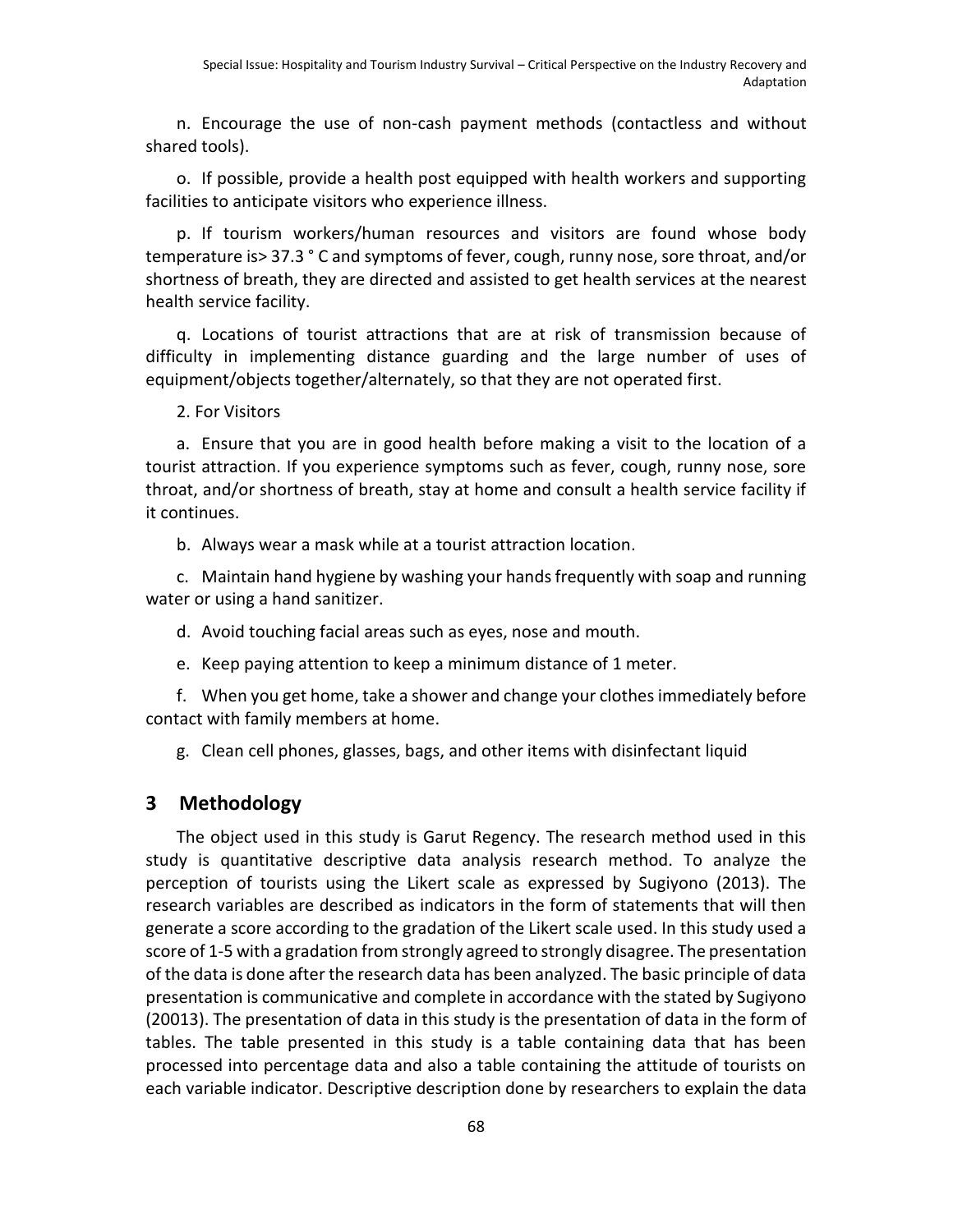n. Encourage the use of non-cash payment methods (contactless and without shared tools).

o. If possible, provide a health post equipped with health workers and supporting facilities to anticipate visitors who experience illness.

p. If tourism workers/human resources and visitors are found whose body temperature is> 37.3 ° C and symptoms of fever, cough, runny nose, sore throat, and/or shortness of breath, they are directed and assisted to get health services at the nearest health service facility.

q. Locations of tourist attractions that are at risk of transmission because of difficulty in implementing distance guarding and the large number of uses of equipment/objects together/alternately, so that they are not operated first.

2. For Visitors

a. Ensure that you are in good health before making a visit to the location of a tourist attraction. If you experience symptoms such as fever, cough, runny nose, sore throat, and/or shortness of breath, stay at home and consult a health service facility if it continues.

b. Always wear a mask while at a tourist attraction location.

c. Maintain hand hygiene by washing your hands frequently with soap and running water or using a hand sanitizer.

d. Avoid touching facial areas such as eyes, nose and mouth.

e. Keep paying attention to keep a minimum distance of 1 meter.

f. When you get home, take a shower and change your clothes immediately before contact with family members at home.

g. Clean cell phones, glasses, bags, and other items with disinfectant liquid

## 3 Methodology

The object used in this study is Garut Regency. The research method used in this study is quantitative descriptive data analysis research method. To analyze the perception of tourists using the Likert scale as expressed by Sugiyono (2013). The research variables are described as indicators in the form of statements that will then generate a score according to the gradation of the Likert scale used. In this study used a score of 1-5 with a gradation from strongly agreed to strongly disagree. The presentation of the data is done after the research data has been analyzed. The basic principle of data presentation is communicative and complete in accordance with the stated by Sugiyono (20013). The presentation of data in this study is the presentation of data in the form of tables. The table presented in this study is a table containing data that has been processed into percentage data and also a table containing the attitude of tourists on each variable indicator. Descriptive description done by researchers to explain the data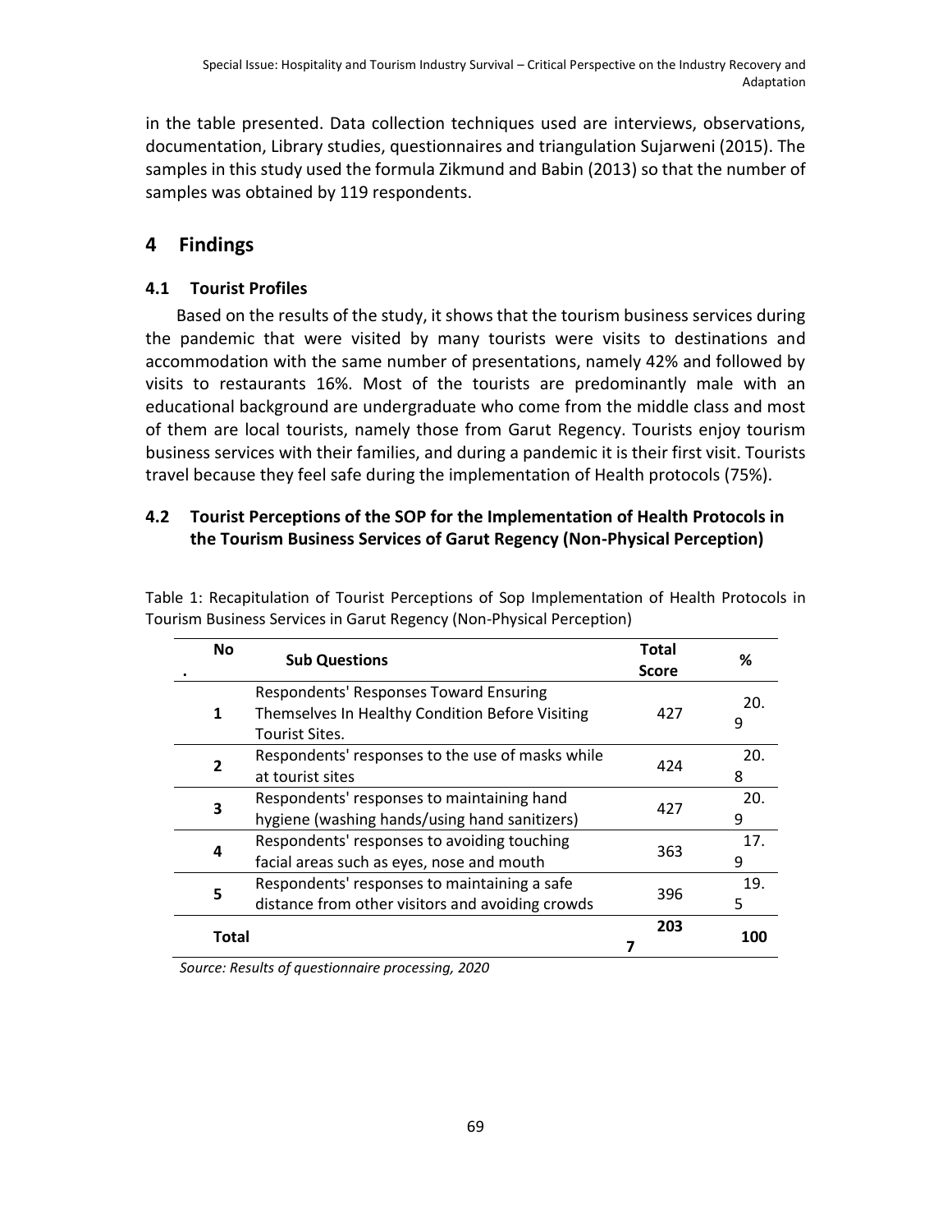in the table presented. Data collection techniques used are interviews, observations, documentation, Library studies, questionnaires and triangulation Sujarweni (2015). The samples in this study used the formula Zikmund and Babin (2013) so that the number of samples was obtained by 119 respondents.

## 4 Findings

### 4.1 Tourist Profiles

Based on the results of the study, it shows that the tourism business services during the pandemic that were visited by many tourists were visits to destinations and accommodation with the same number of presentations, namely 42% and followed by visits to restaurants 16%. Most of the tourists are predominantly male with an educational background are undergraduate who come from the middle class and most of them are local tourists, namely those from Garut Regency. Tourists enjoy tourism business services with their families, and during a pandemic it is their first visit. Tourists travel because they feel safe during the implementation of Health protocols (75%).

### 4.2 Tourist Perceptions of the SOP for the Implementation of Health Protocols in the Tourism Business Services of Garut Regency (Non-Physical Perception)

Table 1: Recapitulation of Tourist Perceptions of Sop Implementation of Health Protocols in Tourism Business Services in Garut Regency (Non-Physical Perception)

| No. | Sub Questions | Total Score | % |
|---|---|---|---|
| 1 | Respondents' Responses Toward Ensuring Themselves In Healthy Condition Before Visiting Tourist Sites. | 427 | 20.9 |
| 2 | Respondents' responses to the use of masks while at tourist sites | 424 | 20.8 |
| 3 | Respondents' responses to maintaining hand hygiene (washing hands/using hand sanitizers) | 427 | 20.9 |
| 4 | Respondents' responses to avoiding touching facial areas such as eyes, nose and mouth | 363 | 17.9 |
| 5 | Respondents' responses to maintaining a safe distance from other visitors and avoiding crowds | 396 | 19.5 |
| **Total** | | **2037** | **100** |

*Source: Results of questionnaire processing, 2020*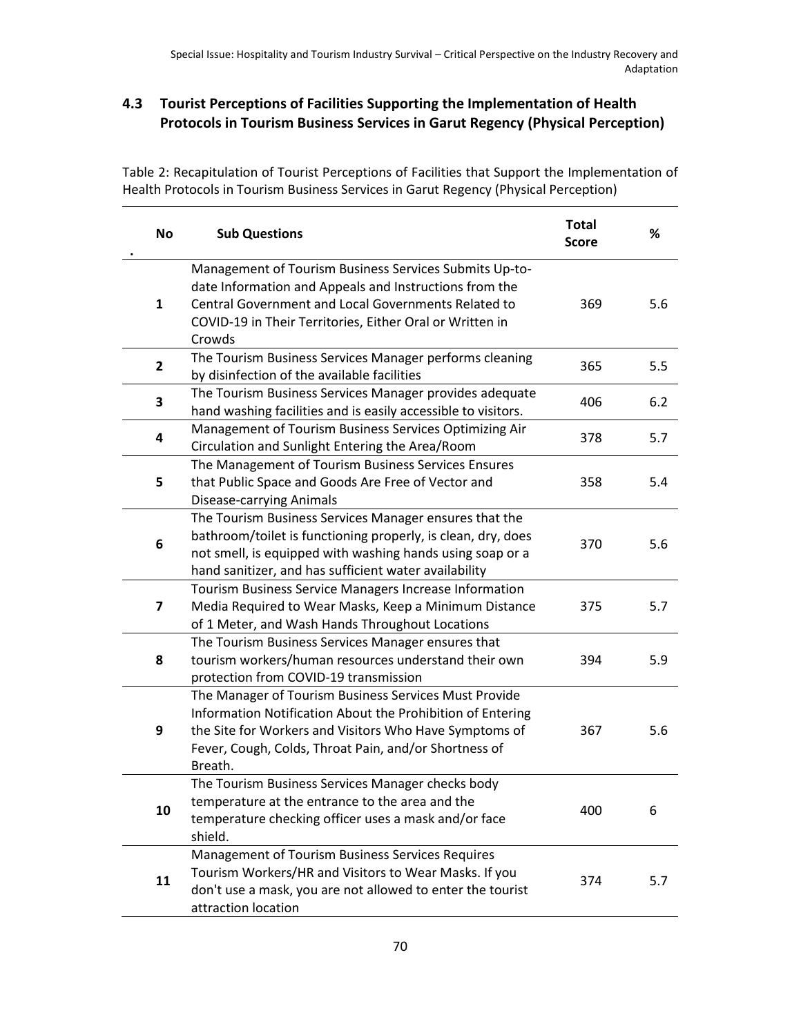## 4.3 Tourist Perceptions of Facilities Supporting the Implementation of Health Protocols in Tourism Business Services in Garut Regency (Physical Perception)

Table 2: Recapitulation of Tourist Perceptions of Facilities that Support the Implementation of Health Protocols in Tourism Business Services in Garut Regency (Physical Perception)

| No. | Sub Questions | Total Score | % |
|---|---|---|---|
| 1 | Management of Tourism Business Services Submits Up-to-date Information and Appeals and Instructions from the Central Government and Local Governments Related to COVID-19 in Their Territories, Either Oral or Written in Crowds | 369 | 5.6 |
| 2 | The Tourism Business Services Manager performs cleaning by disinfection of the available facilities | 365 | 5.5 |
| 3 | The Tourism Business Services Manager provides adequate hand washing facilities and is easily accessible to visitors. | 406 | 6.2 |
| 4 | Management of Tourism Business Services Optimizing Air Circulation and Sunlight Entering the Area/Room | 378 | 5.7 |
| 5 | The Management of Tourism Business Services Ensures that Public Space and Goods Are Free of Vector and Disease-carrying Animals | 358 | 5.4 |
| 6 | The Tourism Business Services Manager ensures that the bathroom/toilet is functioning properly, is clean, dry, does not smell, is equipped with washing hands using soap or a hand sanitizer, and has sufficient water availability | 370 | 5.6 |
| 7 | Tourism Business Service Managers Increase Information Media Required to Wear Masks, Keep a Minimum Distance of 1 Meter, and Wash Hands Throughout Locations | 375 | 5.7 |
| 8 | The Tourism Business Services Manager ensures that tourism workers/human resources understand their own protection from COVID-19 transmission | 394 | 5.9 |
| 9 | The Manager of Tourism Business Services Must Provide Information Notification About the Prohibition of Entering the Site for Workers and Visitors Who Have Symptoms of Fever, Cough, Colds, Throat Pain, and/or Shortness of Breath. | 367 | 5.6 |
| 10 | The Tourism Business Services Manager checks body temperature at the entrance to the area and the temperature checking officer uses a mask and/or face shield. | 400 | 6 |
| 11 | Management of Tourism Business Services Requires Tourism Workers/HR and Visitors to Wear Masks. If you don't use a mask, you are not allowed to enter the tourist attraction location | 374 | 5.7 |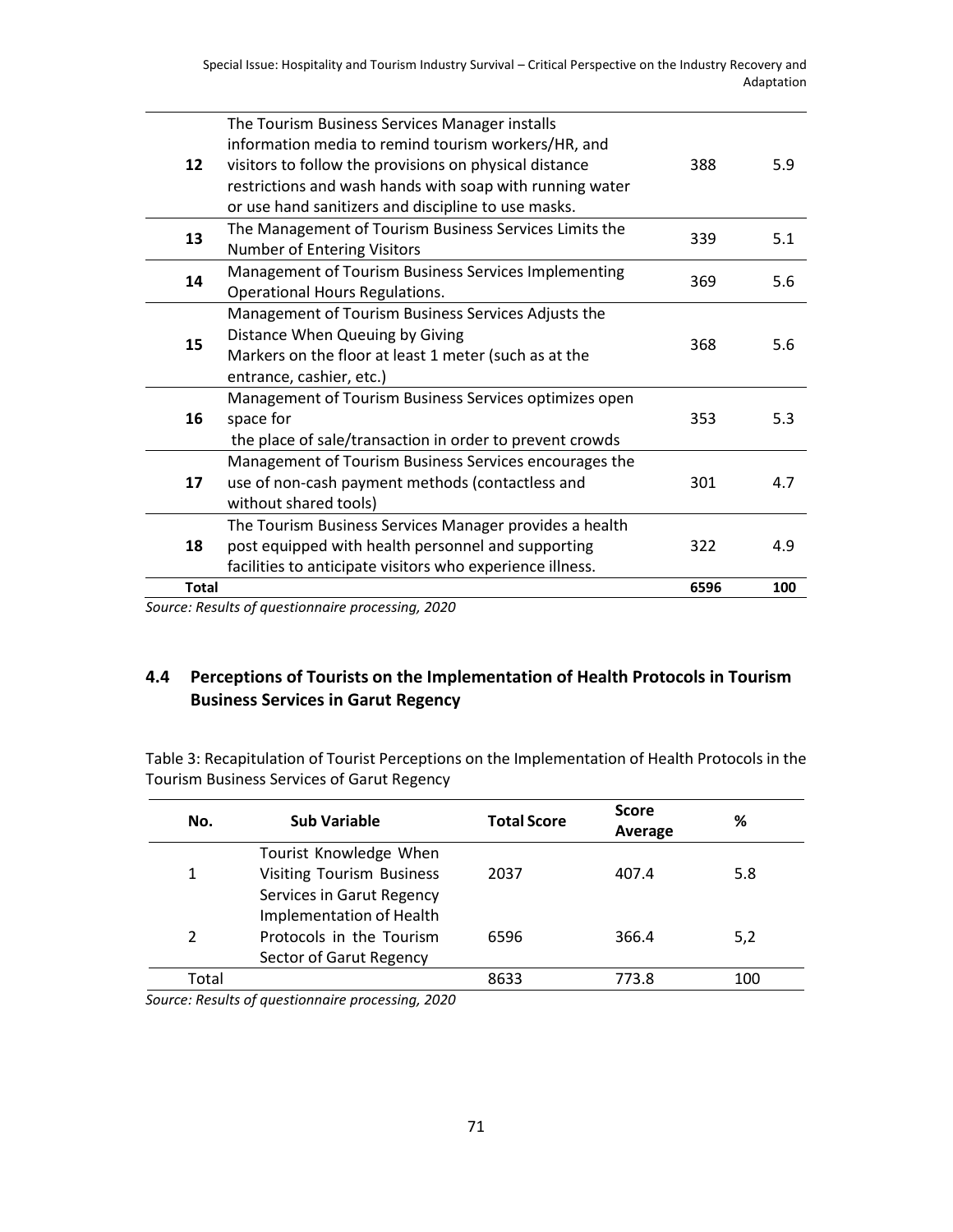| | | | |
|---|---|---|---|
| **12** | The Tourism Business Services Manager installs information media to remind tourism workers/HR, and visitors to follow the provisions on physical distance restrictions and wash hands with soap with running water or use hand sanitizers and discipline to use masks. | 388 | 5.9 |
| **13** | The Management of Tourism Business Services Limits the Number of Entering Visitors | 339 | 5.1 |
| **14** | Management of Tourism Business Services Implementing Operational Hours Regulations. | 369 | 5.6 |
| **15** | Management of Tourism Business Services Adjusts the Distance When Queuing by Giving Markers on the floor at least 1 meter (such as at the entrance, cashier, etc.) | 368 | 5.6 |
| **16** | Management of Tourism Business Services optimizes open space for the place of sale/transaction in order to prevent crowds | 353 | 5.3 |
| **17** | Management of Tourism Business Services encourages the use of non-cash payment methods (contactless and without shared tools) | 301 | 4.7 |
| **18** | The Tourism Business Services Manager provides a health post equipped with health personnel and supporting facilities to anticipate visitors who experience illness. | 322 | 4.9 |
| **Total** | | **6596** | **100** |

*Source: Results of questionnaire processing, 2020*

## 4.4 Perceptions of Tourists on the Implementation of Health Protocols in Tourism Business Services in Garut Regency

Table 3: Recapitulation of Tourist Perceptions on the Implementation of Health Protocols in the Tourism Business Services of Garut Regency

| No. | Sub Variable | Total Score | Score Average | % |
|---|---|---|---|---|
| 1 | Tourist Knowledge When Visiting Tourism Business Services in Garut Regency | 2037 | 407.4 | 5.8 |
| 2 | Implementation of Health Protocols in the Tourism Sector of Garut Regency | 6596 | 366.4 | 5,2 |
| Total | | 8633 | 773.8 | 100 |

*Source: Results of questionnaire processing, 2020*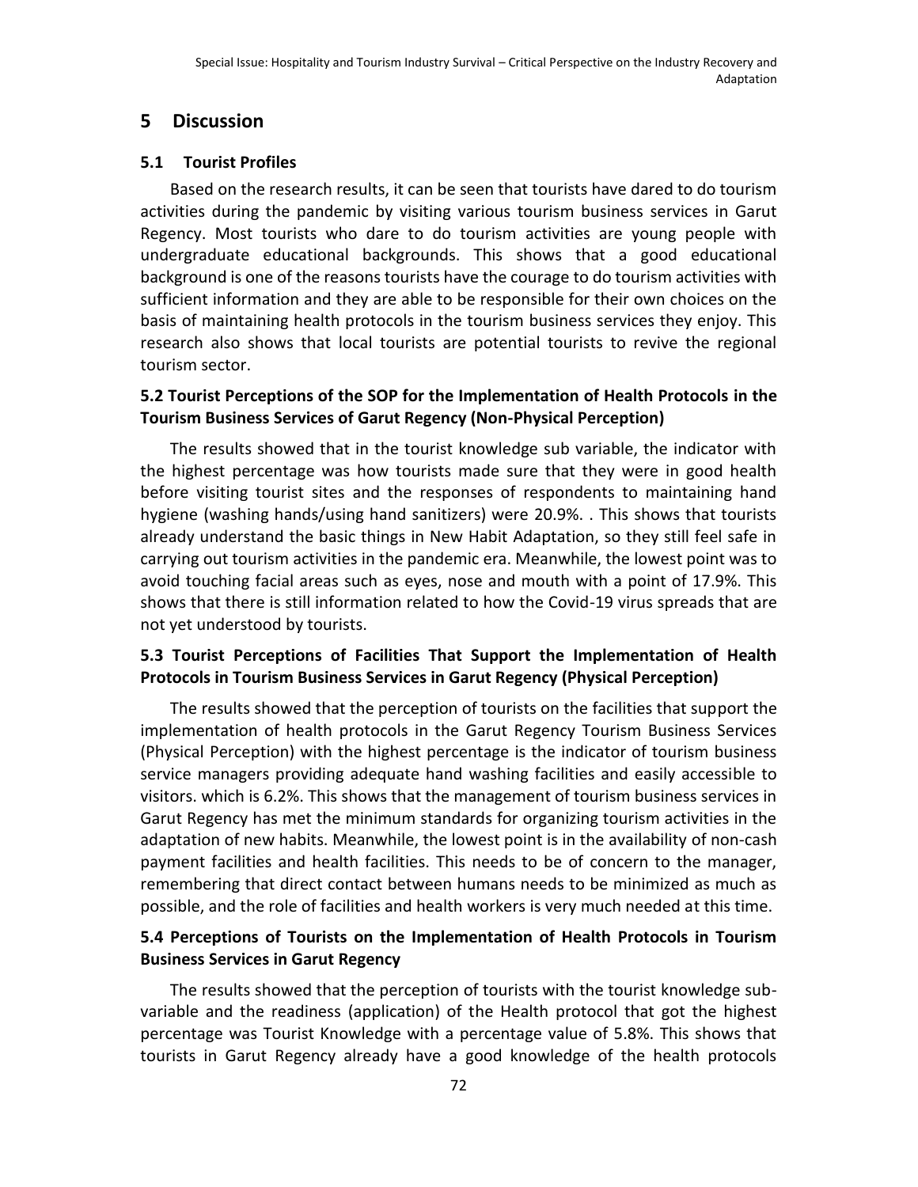## 5 Discussion

### 5.1 Tourist Profiles

Based on the research results, it can be seen that tourists have dared to do tourism activities during the pandemic by visiting various tourism business services in Garut Regency. Most tourists who dare to do tourism activities are young people with undergraduate educational backgrounds. This shows that a good educational background is one of the reasons tourists have the courage to do tourism activities with sufficient information and they are able to be responsible for their own choices on the basis of maintaining health protocols in the tourism business services they enjoy. This research also shows that local tourists are potential tourists to revive the regional tourism sector.

### 5.2 Tourist Perceptions of the SOP for the Implementation of Health Protocols in the Tourism Business Services of Garut Regency (Non-Physical Perception)

The results showed that in the tourist knowledge sub variable, the indicator with the highest percentage was how tourists made sure that they were in good health before visiting tourist sites and the responses of respondents to maintaining hand hygiene (washing hands/using hand sanitizers) were 20.9%. . This shows that tourists already understand the basic things in New Habit Adaptation, so they still feel safe in carrying out tourism activities in the pandemic era. Meanwhile, the lowest point was to avoid touching facial areas such as eyes, nose and mouth with a point of 17.9%. This shows that there is still information related to how the Covid-19 virus spreads that are not yet understood by tourists.

### 5.3 Tourist Perceptions of Facilities That Support the Implementation of Health Protocols in Tourism Business Services in Garut Regency (Physical Perception)

The results showed that the perception of tourists on the facilities that support the implementation of health protocols in the Garut Regency Tourism Business Services (Physical Perception) with the highest percentage is the indicator of tourism business service managers providing adequate hand washing facilities and easily accessible to visitors. which is 6.2%. This shows that the management of tourism business services in Garut Regency has met the minimum standards for organizing tourism activities in the adaptation of new habits. Meanwhile, the lowest point is in the availability of non-cash payment facilities and health facilities. This needs to be of concern to the manager, remembering that direct contact between humans needs to be minimized as much as possible, and the role of facilities and health workers is very much needed at this time.

### 5.4 Perceptions of Tourists on the Implementation of Health Protocols in Tourism Business Services in Garut Regency

The results showed that the perception of tourists with the tourist knowledge sub-variable and the readiness (application) of the Health protocol that got the highest percentage was Tourist Knowledge with a percentage value of 5.8%. This shows that tourists in Garut Regency already have a good knowledge of the health protocols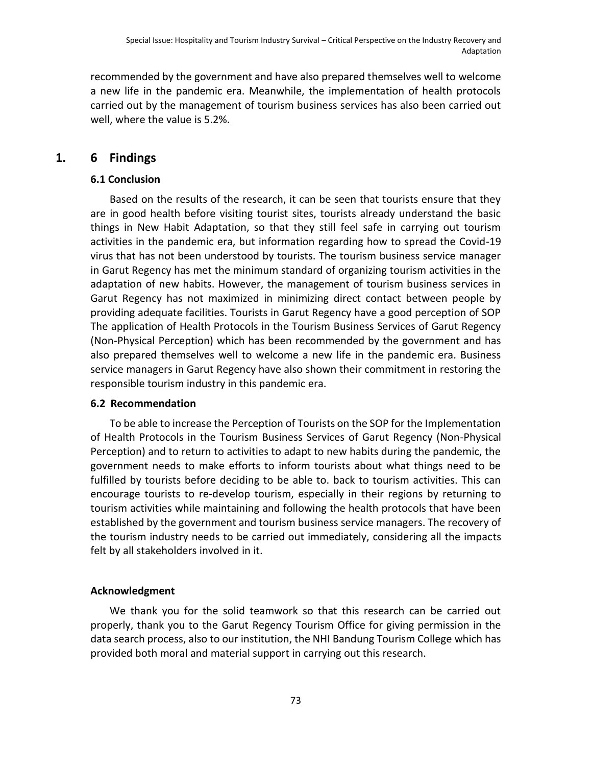recommended by the government and have also prepared themselves well to welcome a new life in the pandemic era. Meanwhile, the implementation of health protocols carried out by the management of tourism business services has also been carried out well, where the value is 5.2%.

## 1. 6 Findings

### 6.1 Conclusion

Based on the results of the research, it can be seen that tourists ensure that they are in good health before visiting tourist sites, tourists already understand the basic things in New Habit Adaptation, so that they still feel safe in carrying out tourism activities in the pandemic era, but information regarding how to spread the Covid-19 virus that has not been understood by tourists. The tourism business service manager in Garut Regency has met the minimum standard of organizing tourism activities in the adaptation of new habits. However, the management of tourism business services in Garut Regency has not maximized in minimizing direct contact between people by providing adequate facilities. Tourists in Garut Regency have a good perception of SOP The application of Health Protocols in the Tourism Business Services of Garut Regency (Non-Physical Perception) which has been recommended by the government and has also prepared themselves well to welcome a new life in the pandemic era. Business service managers in Garut Regency have also shown their commitment in restoring the responsible tourism industry in this pandemic era.

### 6.2 Recommendation

To be able to increase the Perception of Tourists on the SOP for the Implementation of Health Protocols in the Tourism Business Services of Garut Regency (Non-Physical Perception) and to return to activities to adapt to new habits during the pandemic, the government needs to make efforts to inform tourists about what things need to be fulfilled by tourists before deciding to be able to. back to tourism activities. This can encourage tourists to re-develop tourism, especially in their regions by returning to tourism activities while maintaining and following the health protocols that have been established by the government and tourism business service managers. The recovery of the tourism industry needs to be carried out immediately, considering all the impacts felt by all stakeholders involved in it.

### Acknowledgment

We thank you for the solid teamwork so that this research can be carried out properly, thank you to the Garut Regency Tourism Office for giving permission in the data search process, also to our institution, the NHI Bandung Tourism College which has provided both moral and material support in carrying out this research.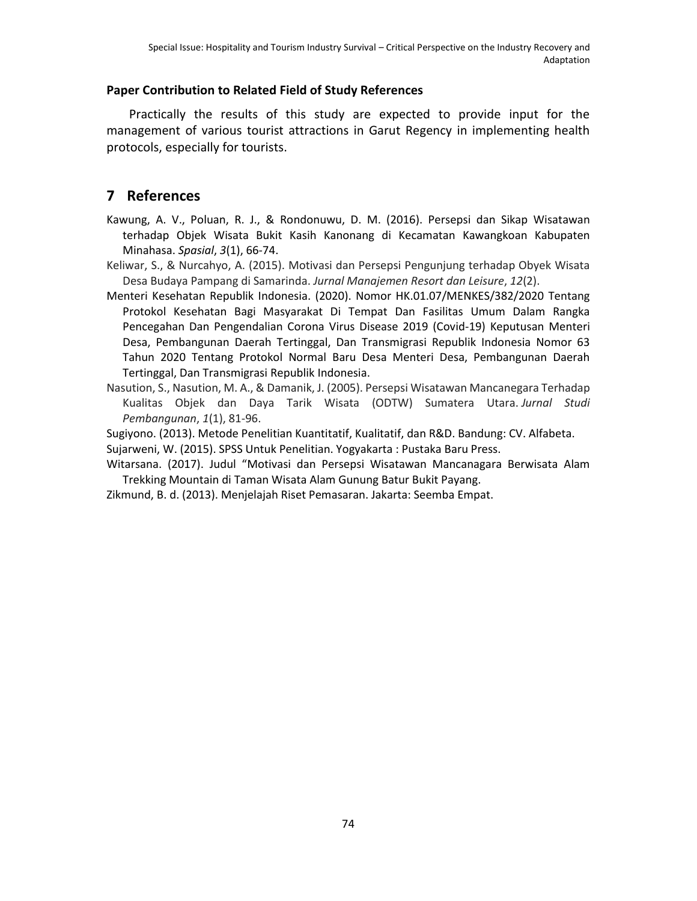**Paper Contribution to Related Field of Study References**

Practically the results of this study are expected to provide input for the management of various tourist attractions in Garut Regency in implementing health protocols, especially for tourists.

# 7 References

Kawung, A. V., Poluan, R. J., & Rondonuwu, D. M. (2016). Persepsi dan Sikap Wisatawan terhadap Objek Wisata Bukit Kasih Kanonang di Kecamatan Kawangkoan Kabupaten Minahasa. *Spasial*, *3*(1), 66-74.

Keliwar, S., & Nurcahyo, A. (2015). Motivasi dan Persepsi Pengunjung terhadap Obyek Wisata Desa Budaya Pampang di Samarinda. *Jurnal Manajemen Resort dan Leisure*, *12*(2).

Menteri Kesehatan Republik Indonesia. (2020). Nomor HK.01.07/MENKES/382/2020 Tentang Protokol Kesehatan Bagi Masyarakat Di Tempat Dan Fasilitas Umum Dalam Rangka Pencegahan Dan Pengendalian Corona Virus Disease 2019 (Covid-19) Keputusan Menteri Desa, Pembangunan Daerah Tertinggal, Dan Transmigrasi Republik Indonesia Nomor 63 Tahun 2020 Tentang Protokol Normal Baru Desa Menteri Desa, Pembangunan Daerah Tertinggal, Dan Transmigrasi Republik Indonesia.

Nasution, S., Nasution, M. A., & Damanik, J. (2005). Persepsi Wisatawan Mancanegara Terhadap Kualitas Objek dan Daya Tarik Wisata (ODTW) Sumatera Utara. *Jurnal Studi Pembangunan*, *1*(1), 81-96.

Sugiyono. (2013). Metode Penelitian Kuantitatif, Kualitatif, dan R&D. Bandung: CV. Alfabeta.

Sujarweni, W. (2015). SPSS Untuk Penelitian. Yogyakarta : Pustaka Baru Press.

Witarsana. (2017). Judul "Motivasi dan Persepsi Wisatawan Mancanagara Berwisata Alam Trekking Mountain di Taman Wisata Alam Gunung Batur Bukit Payang.

Zikmund, B. d. (2013). Menjelajah Riset Pemasaran. Jakarta: Seemba Empat.